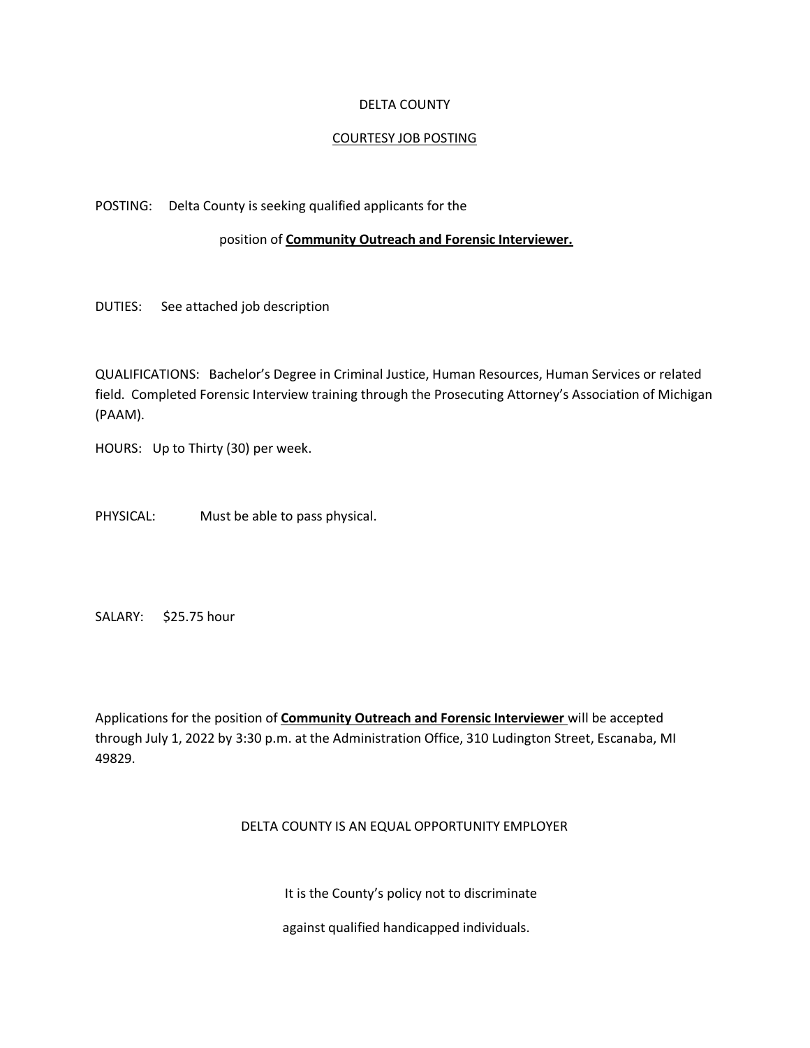# DELTA COUNTY

## COURTESY JOB POSTING

POSTING: Delta County is seeking qualified applicants for the

position of **Community Outreach and Forensic Interviewer.**

DUTIES: See attached job description

QUALIFICATIONS: Bachelor's Degree in Criminal Justice, Human Resources, Human Services or related field. Completed Forensic Interview training through the Prosecuting Attorney's Association of Michigan (PAAM).

HOURS: Up to Thirty (30) per week.

PHYSICAL: Must be able to pass physical.

SALARY: $25.75 hour

Applications for the position of **Community Outreach and Forensic Interviewer** will be accepted through July 1, 2022 by 3:30 p.m. at the Administration Office, 310 Ludington Street, Escanaba, MI 49829.

DELTA COUNTY IS AN EQUAL OPPORTUNITY EMPLOYER

It is the County's policy not to discriminate

against qualified handicapped individuals.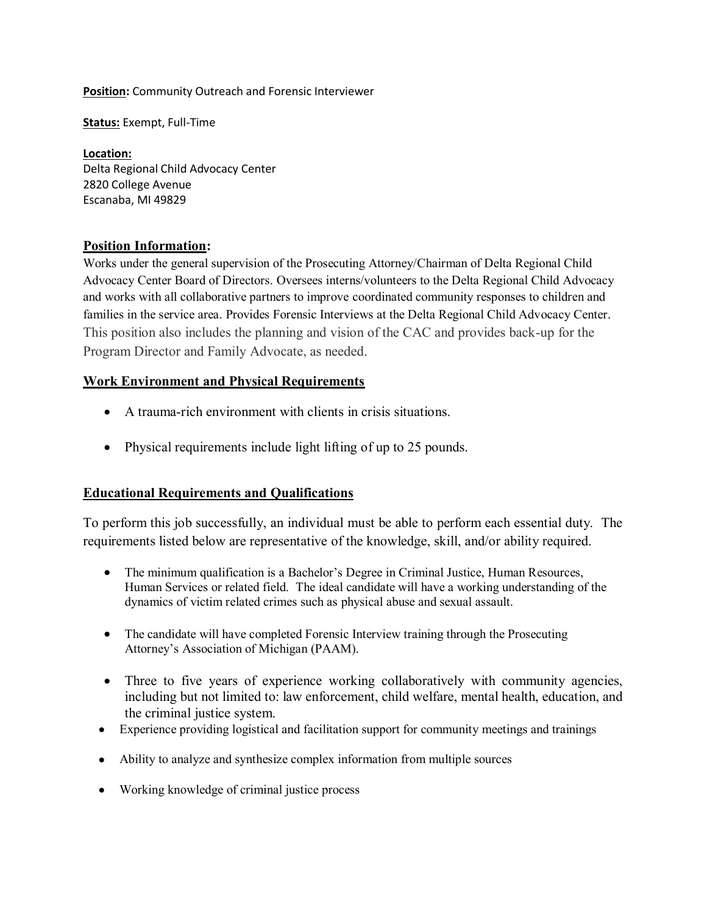**Position:** Community Outreach and Forensic Interviewer

**Status:** Exempt, Full-Time

**Location:**
Delta Regional Child Advocacy Center
2820 College Avenue
Escanaba, MI 49829

## Position Information:

Works under the general supervision of the Prosecuting Attorney/Chairman of Delta Regional Child Advocacy Center Board of Directors. Oversees interns/volunteers to the Delta Regional Child Advocacy and works with all collaborative partners to improve coordinated community responses to children and families in the service area. Provides Forensic Interviews at the Delta Regional Child Advocacy Center. This position also includes the planning and vision of the CAC and provides back-up for the Program Director and Family Advocate, as needed.

## Work Environment and Physical Requirements

- A trauma-rich environment with clients in crisis situations.
- Physical requirements include light lifting of up to 25 pounds.

## Educational Requirements and Qualifications

To perform this job successfully, an individual must be able to perform each essential duty. The requirements listed below are representative of the knowledge, skill, and/or ability required.

- The minimum qualification is a Bachelor's Degree in Criminal Justice, Human Resources, Human Services or related field. The ideal candidate will have a working understanding of the dynamics of victim related crimes such as physical abuse and sexual assault.
- The candidate will have completed Forensic Interview training through the Prosecuting Attorney's Association of Michigan (PAAM).
- Three to five years of experience working collaboratively with community agencies, including but not limited to: law enforcement, child welfare, mental health, education, and the criminal justice system.
- Experience providing logistical and facilitation support for community meetings and trainings
- Ability to analyze and synthesize complex information from multiple sources
- Working knowledge of criminal justice process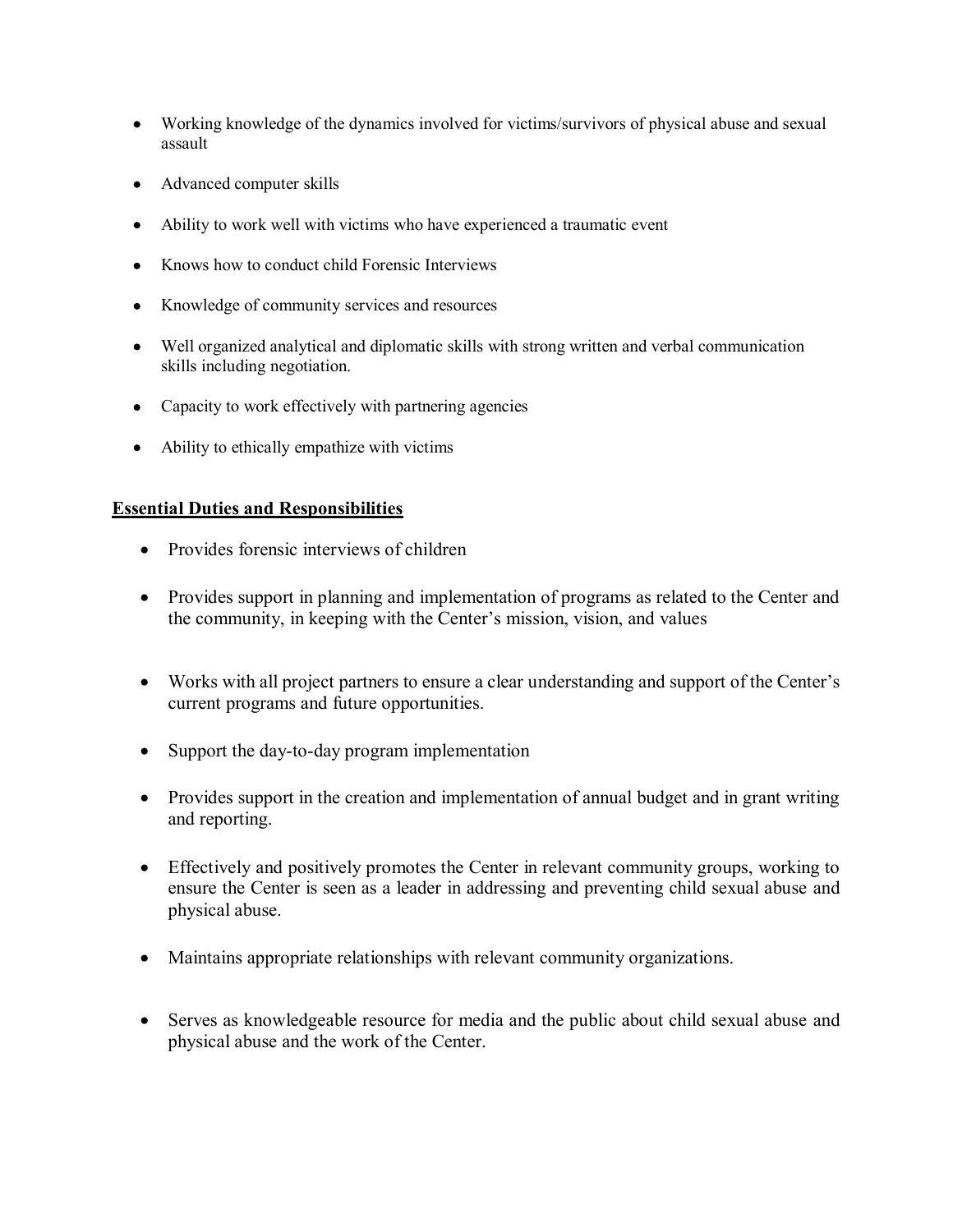- Working knowledge of the dynamics involved for victims/survivors of physical abuse and sexual assault
- Advanced computer skills
- Ability to work well with victims who have experienced a traumatic event
- Knows how to conduct child Forensic Interviews
- Knowledge of community services and resources
- Well organized analytical and diplomatic skills with strong written and verbal communication skills including negotiation.
- Capacity to work effectively with partnering agencies
- Ability to ethically empathize with victims

## **Essential Duties and Responsibilities**

- Provides forensic interviews of children
- Provides support in planning and implementation of programs as related to the Center and the community, in keeping with the Center's mission, vision, and values
- Works with all project partners to ensure a clear understanding and support of the Center's current programs and future opportunities.
- Support the day-to-day program implementation
- Provides support in the creation and implementation of annual budget and in grant writing and reporting.
- Effectively and positively promotes the Center in relevant community groups, working to ensure the Center is seen as a leader in addressing and preventing child sexual abuse and physical abuse.
- Maintains appropriate relationships with relevant community organizations.
- Serves as knowledgeable resource for media and the public about child sexual abuse and physical abuse and the work of the Center.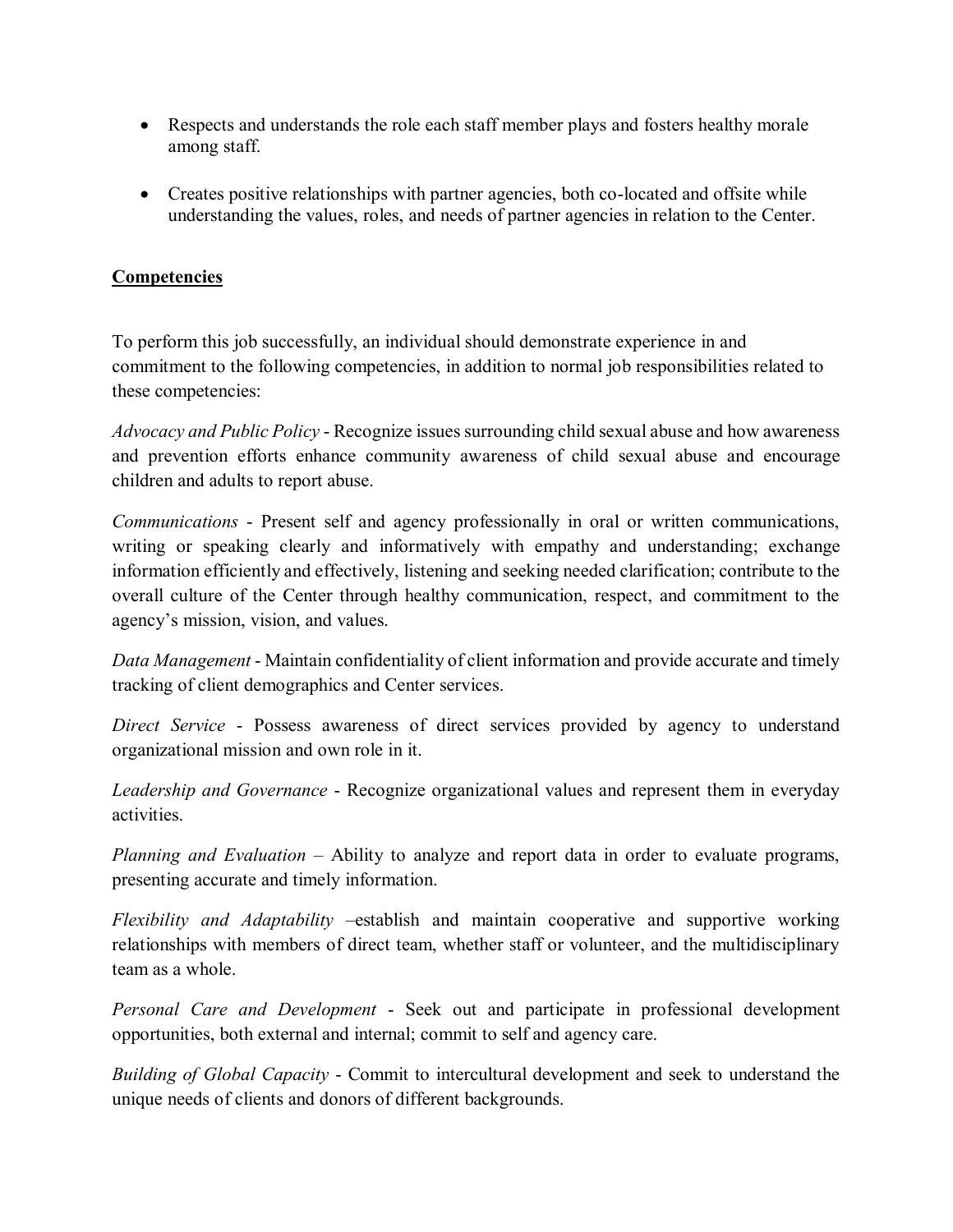- Respects and understands the role each staff member plays and fosters healthy morale among staff.

- Creates positive relationships with partner agencies, both co-located and offsite while understanding the values, roles, and needs of partner agencies in relation to the Center.

**<u>Competencies</u>**

To perform this job successfully, an individual should demonstrate experience in and commitment to the following competencies, in addition to normal job responsibilities related to these competencies:

*Advocacy and Public Policy* - Recognize issues surrounding child sexual abuse and how awareness and prevention efforts enhance community awareness of child sexual abuse and encourage children and adults to report abuse.

*Communications* - Present self and agency professionally in oral or written communications, writing or speaking clearly and informatively with empathy and understanding; exchange information efficiently and effectively, listening and seeking needed clarification; contribute to the overall culture of the Center through healthy communication, respect, and commitment to the agency's mission, vision, and values.

*Data Management* - Maintain confidentiality of client information and provide accurate and timely tracking of client demographics and Center services.

*Direct Service* - Possess awareness of direct services provided by agency to understand organizational mission and own role in it.

*Leadership and Governance* - Recognize organizational values and represent them in everyday activities.

*Planning and Evaluation* – Ability to analyze and report data in order to evaluate programs, presenting accurate and timely information.

*Flexibility and Adaptability* –establish and maintain cooperative and supportive working relationships with members of direct team, whether staff or volunteer, and the multidisciplinary team as a whole.

*Personal Care and Development* - Seek out and participate in professional development opportunities, both external and internal; commit to self and agency care.

*Building of Global Capacity* - Commit to intercultural development and seek to understand the unique needs of clients and donors of different backgrounds.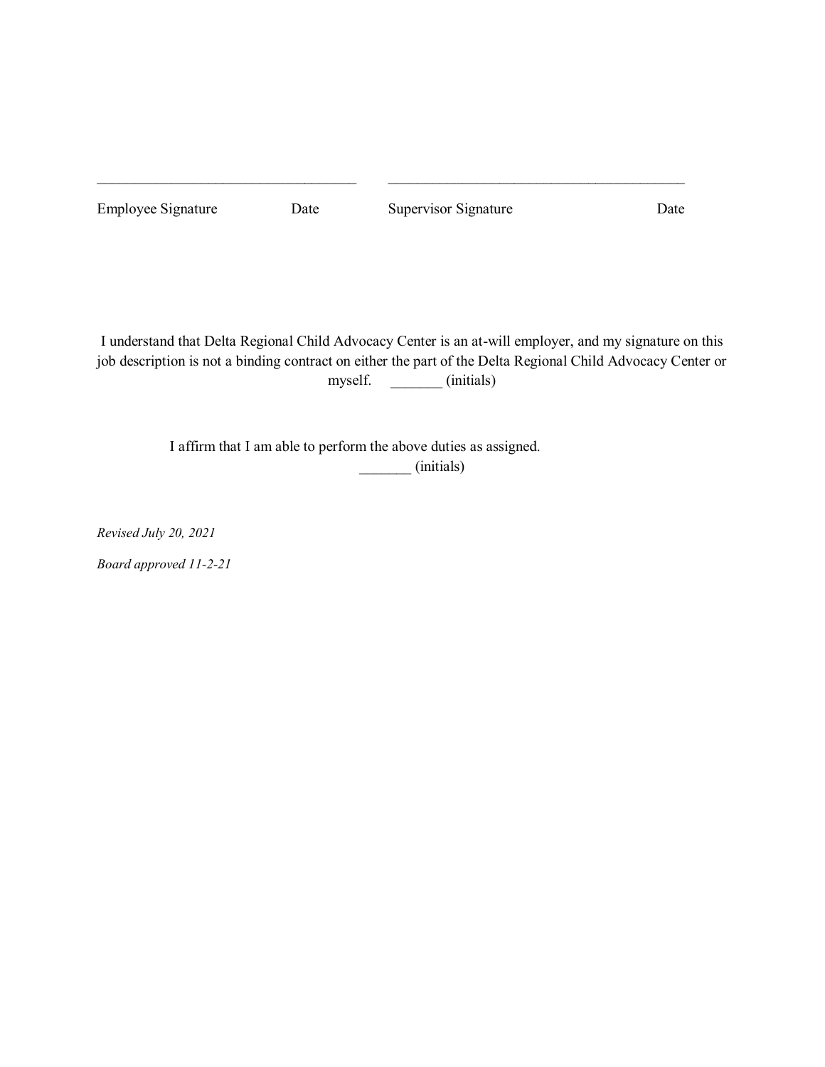_________________________________ _________________________________________

Employee Signature Date Supervisor Signature Date

I understand that Delta Regional Child Advocacy Center is an at-will employer, and my signature on this job description is not a binding contract on either the part of the Delta Regional Child Advocacy Center or myself. _______ (initials)

I affirm that I am able to perform the above duties as assigned. _______ (initials)

*Revised July 20, 2021*

*Board approved 11-2-21*